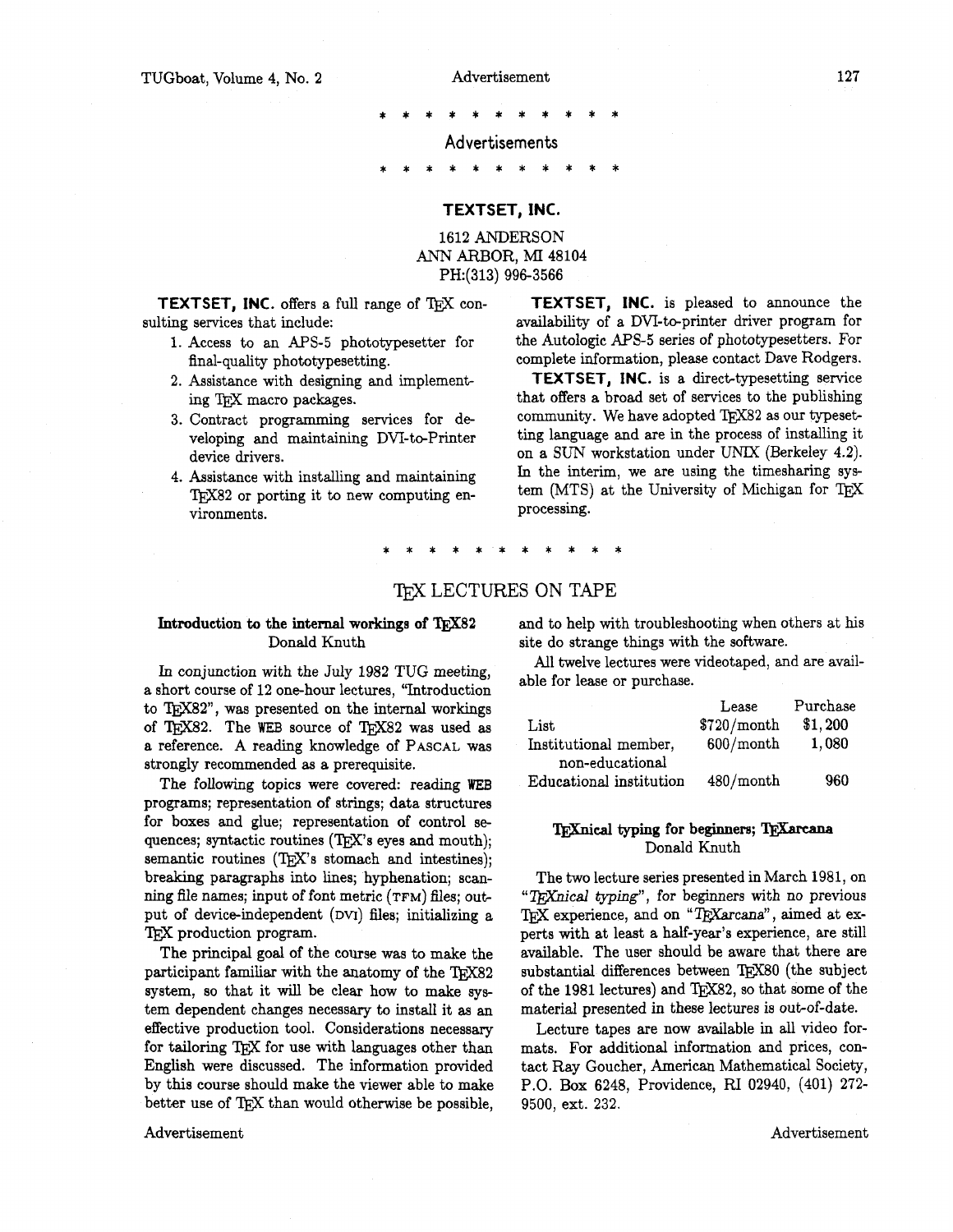\* \* \* \* \* \* \* \* \* \* \* \*

## Advertisements

\* \* \* \* \* \* \* \* \* \* \* \*

### TEXTSET, INC.

1612 ANDERSON
ANN ARBOR, MI 48104
PH:(313) 996-3566

**TEXTSET, INC.** offers a full range of TeX consulting services that include:

1. Access to an APS-5 phototypesetter for final-quality phototypesetting.
2. Assistance with designing and implementing TeX macro packages.
3. Contract programming services for developing and maintaining DVI-to-Printer device drivers.
4. Assistance with installing and maintaining TeX82 or porting it to new computing environments.

**TEXTSET, INC.** is pleased to announce the availability of a DVI-to-printer driver program for the Autologic APS-5 series of phototypesetters. For complete information, please contact Dave Rodgers.

**TEXTSET, INC.** is a direct-typesetting service that offers a broad set of services to the publishing community. We have adopted TeX82 as our typesetting language and are in the process of installing it on a SUN workstation under UNIX (Berkeley 4.2). In the interim, we are using the timesharing system (MTS) at the University of Michigan for TeX processing.

\* \* \* \* \* \* \* \* \* \* \* \*

## TeX LECTURES ON TAPE

### Introduction to the internal workings of TeX82

Donald Knuth

In conjunction with the July 1982 TUG meeting, a short course of 12 one-hour lectures, "Introduction to TeX82", was presented on the internal workings of TeX82. The WEB source of TeX82 was used as a reference. A reading knowledge of PASCAL was strongly recommended as a prerequisite.

The following topics were covered: reading WEB programs; representation of strings; data structures for boxes and glue; representation of control sequences; syntactic routines (TeX's eyes and mouth); semantic routines (TeX's stomach and intestines); breaking paragraphs into lines; hyphenation; scanning file names; input of font metric (TFM) files; output of device-independent (DVI) files; initializing a TeX production program.

The principal goal of the course was to make the participant familiar with the anatomy of the TeX82 system, so that it will be clear how to make system dependent changes necessary to install it as an effective production tool. Considerations necessary for tailoring TeX for use with languages other than English were discussed. The information provided by this course should make the viewer able to make better use of TeX than would otherwise be possible, and to help with troubleshooting when others at his site do strange things with the software.

All twelve lectures were videotaped, and are available for lease or purchase.

| | Lease | Purchase |
|---|---|---|
| List | \$720/month | \$1,200 |
| Institutional member, non-educational | 600/month | 1,080 |
| Educational institution | 480/month | 960 |

### TeXnical typing for beginners; TeXarcana

Donald Knuth

The two lecture series presented in March 1981, on "*TeXnical typing*", for beginners with no previous TeX experience, and on "*TeXarcana*", aimed at experts with at least a half-year's experience, are still available. The user should be aware that there are substantial differences between TeX80 (the subject of the 1981 lectures) and TeX82, so that some of the material presented in these lectures is out-of-date.

Lecture tapes are now available in all video formats. For additional information and prices, contact Ray Goucher, American Mathematical Society, P.O. Box 6248, Providence, RI 02940, (401) 272-9500, ext. 232.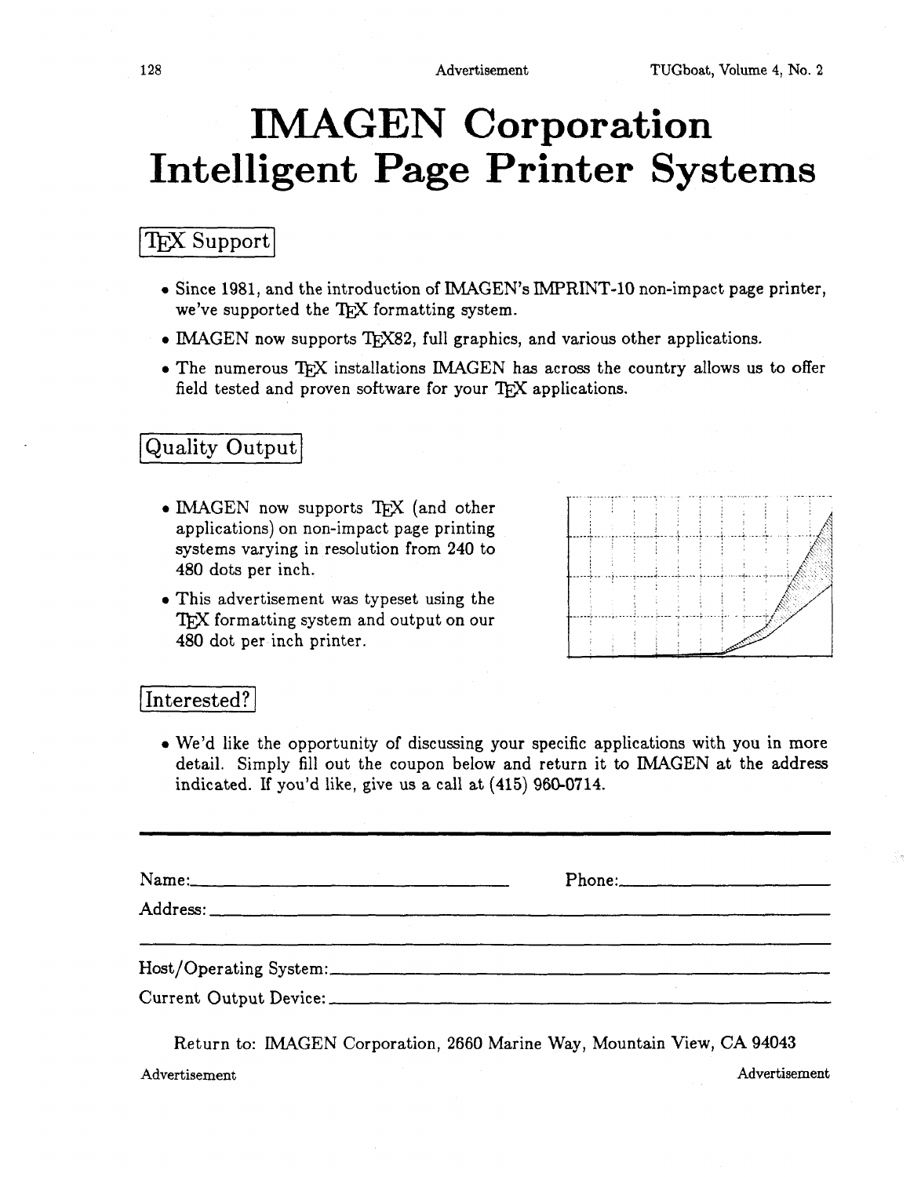# IMAGEN Corporation Intelligent Page Printer Systems

## TEX Support

- Since 1981, and the introduction of IMAGEN's IMPRINT-10 non-impact page printer, we've supported the TEX formatting system.
- IMAGEN now supports TEX82, full graphics, and various other applications.
- The numerous TEX installations IMAGEN has across the country allows us to offer field tested and proven software for your TEX applications.

## Quality Output

- IMAGEN now supports TEX (and other applications) on non-impact page printing systems varying in resolution from 240 to 480 dots per inch.
- This advertisement was typeset using the TEX formatting system and output on our 480 dot per inch printer.

## Interested?

- We'd like the opportunity of discussing your specific applications with you in more detail. Simply fill out the coupon below and return it to IMAGEN at the address indicated. If you'd like, give us a call at (415) 960-0714.

---

Name:\_\_\_\_\_\_\_\_\_\_\_\_\_\_\_\_\_\_\_\_\_\_\_\_\_\_\_\_ Phone:\_\_\_\_\_\_\_\_\_\_\_\_\_\_\_\_\_\_\_\_

Address:\_\_\_\_\_\_\_\_\_\_\_\_\_\_\_\_\_\_\_\_\_\_\_\_\_\_\_\_\_\_\_\_\_\_\_\_\_\_\_\_\_\_\_\_\_\_\_\_\_\_

\_\_\_\_\_\_\_\_\_\_\_\_\_\_\_\_\_\_\_\_\_\_\_\_\_\_\_\_\_\_\_\_\_\_\_\_\_\_\_\_\_\_\_\_\_\_\_\_\_\_\_\_\_\_\_\_\_\_

Host/Operating System:\_\_\_\_\_\_\_\_\_\_\_\_\_\_\_\_\_\_\_\_\_\_\_\_\_\_\_\_\_\_\_\_\_\_\_\_\_\_\_\_

Current Output Device:\_\_\_\_\_\_\_\_\_\_\_\_\_\_\_\_\_\_\_\_\_\_\_\_\_\_\_\_\_\_\_\_\_\_\_\_\_\_\_\_

Return to: IMAGEN Corporation, 2660 Marine Way, Mountain View, CA 94043